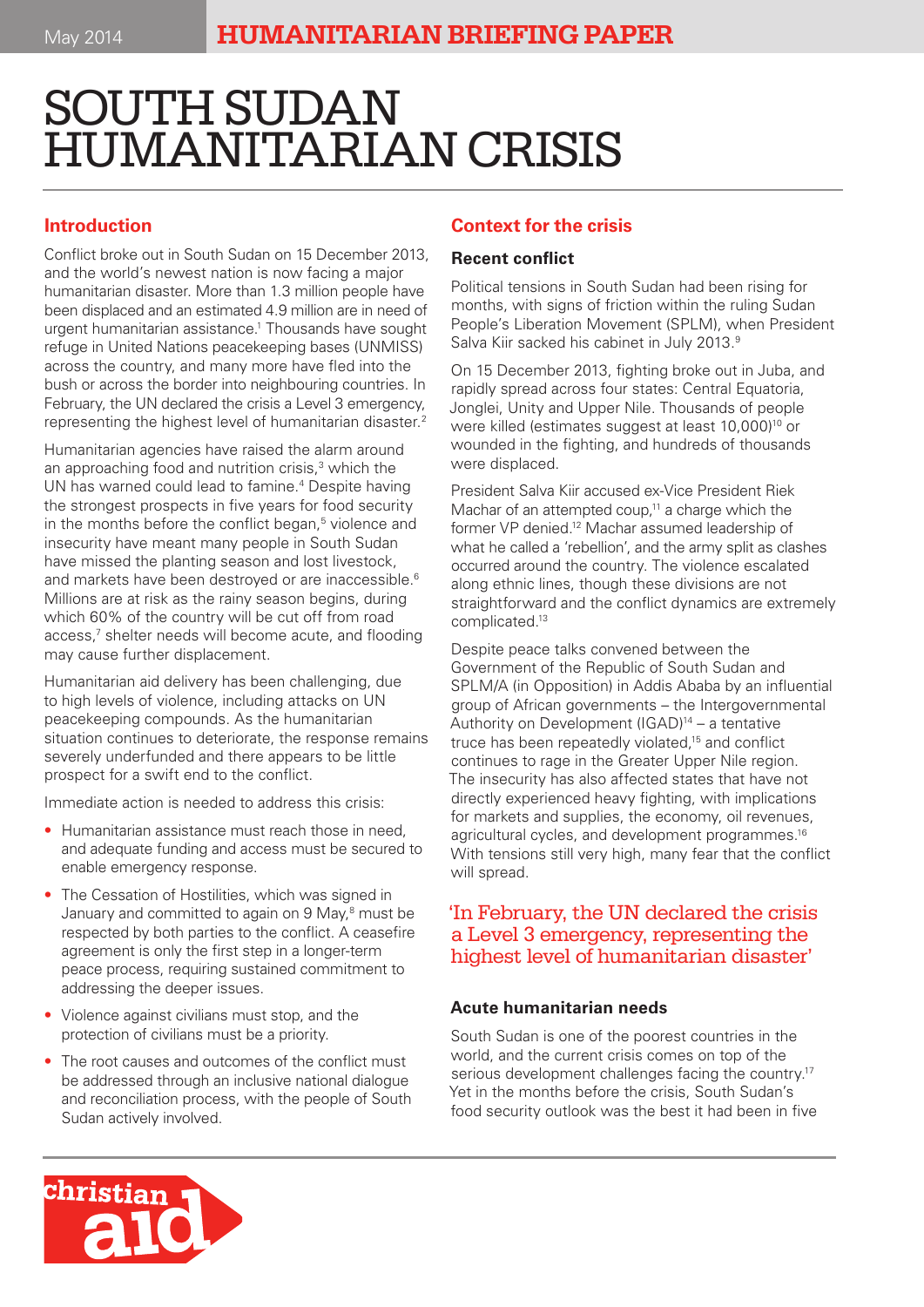May 2014

**HUMANITARIAN BRIEFING PAPER**

# SOUTH SUDAN HUMANITARIAN CRISIS

## Introduction

Conflict broke out in South Sudan on 15 December 2013, and the world's newest nation is now facing a major humanitarian disaster. More than 1.3 million people have been displaced and an estimated 4.9 million are in need of urgent humanitarian assistance.[1] Thousands have sought refuge in United Nations peacekeeping bases (UNMISS) across the country, and many more have fled into the bush or across the border into neighbouring countries. In February, the UN declared the crisis a Level 3 emergency, representing the highest level of humanitarian disaster.[2]

Humanitarian agencies have raised the alarm around an approaching food and nutrition crisis,[3] which the UN has warned could lead to famine.[4] Despite having the strongest prospects in five years for food security in the months before the conflict began,[5] violence and insecurity have meant many people in South Sudan have missed the planting season and lost livestock, and markets have been destroyed or are inaccessible.[6] Millions are at risk as the rainy season begins, during which 60% of the country will be cut off from road access,[7] shelter needs will become acute, and flooding may cause further displacement.

Humanitarian aid delivery has been challenging, due to high levels of violence, including attacks on UN peacekeeping compounds. As the humanitarian situation continues to deteriorate, the response remains severely underfunded and there appears to be little prospect for a swift end to the conflict.

Immediate action is needed to address this crisis:

- Humanitarian assistance must reach those in need, and adequate funding and access must be secured to enable emergency response.
- The Cessation of Hostilities, which was signed in January and committed to again on 9 May,[8] must be respected by both parties to the conflict. A ceasefire agreement is only the first step in a longer-term peace process, requiring sustained commitment to addressing the deeper issues.
- Violence against civilians must stop, and the protection of civilians must be a priority.
- The root causes and outcomes of the conflict must be addressed through an inclusive national dialogue and reconciliation process, with the people of South Sudan actively involved.

## Context for the crisis

### Recent conflict

Political tensions in South Sudan had been rising for months, with signs of friction within the ruling Sudan People's Liberation Movement (SPLM), when President Salva Kiir sacked his cabinet in July 2013.[9]

On 15 December 2013, fighting broke out in Juba, and rapidly spread across four states: Central Equatoria, Jonglei, Unity and Upper Nile. Thousands of people were killed (estimates suggest at least 10,000)[10] or wounded in the fighting, and hundreds of thousands were displaced.

President Salva Kiir accused ex-Vice President Riek Machar of an attempted coup,[11] a charge which the former VP denied.[12] Machar assumed leadership of what he called a 'rebellion', and the army split as clashes occurred around the country. The violence escalated along ethnic lines, though these divisions are not straightforward and the conflict dynamics are extremely complicated.[13]

Despite peace talks convened between the Government of the Republic of South Sudan and SPLM/A (in Opposition) in Addis Ababa by an influential group of African governments – the Intergovernmental Authority on Development (IGAD)[14] – a tentative truce has been repeatedly violated,[15] and conflict continues to rage in the Greater Upper Nile region. The insecurity has also affected states that have not directly experienced heavy fighting, with implications for markets and supplies, the economy, oil revenues, agricultural cycles, and development programmes.[16] With tensions still very high, many fear that the conflict will spread.

> 'In February, the UN declared the crisis a Level 3 emergency, representing the highest level of humanitarian disaster'

### Acute humanitarian needs

South Sudan is one of the poorest countries in the world, and the current crisis comes on top of the serious development challenges facing the country.[17] Yet in the months before the crisis, South Sudan's food security outlook was the best it had been in five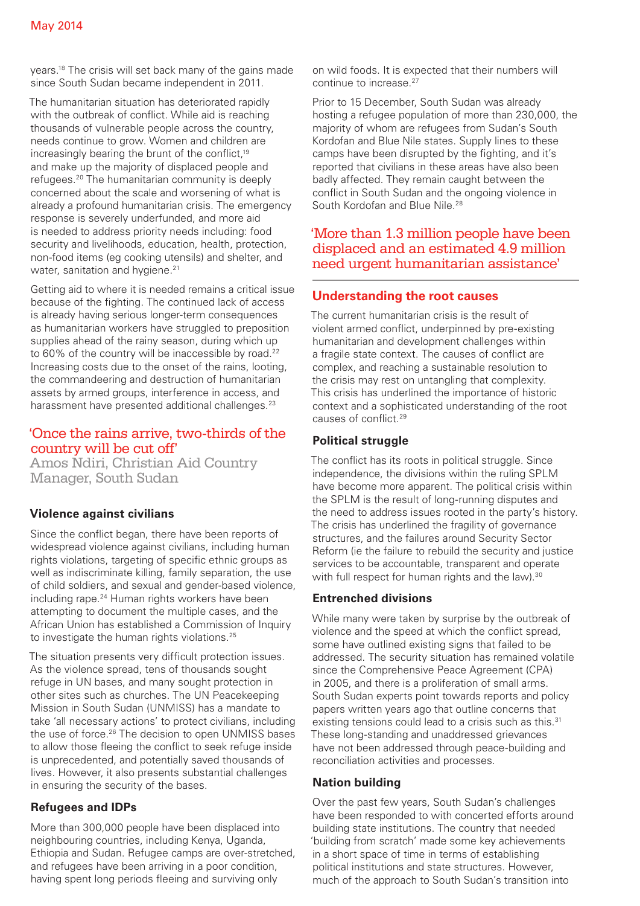years.[18] The crisis will set back many of the gains made since South Sudan became independent in 2011.

The humanitarian situation has deteriorated rapidly with the outbreak of conflict. While aid is reaching thousands of vulnerable people across the country, needs continue to grow. Women and children are increasingly bearing the brunt of the conflict,[19] and make up the majority of displaced people and refugees.[20] The humanitarian community is deeply concerned about the scale and worsening of what is already a profound humanitarian crisis. The emergency response is severely underfunded, and more aid is needed to address priority needs including: food security and livelihoods, education, health, protection, non-food items (eg cooking utensils) and shelter, and water, sanitation and hygiene.[21]

Getting aid to where it is needed remains a critical issue because of the fighting. The continued lack of access is already having serious longer-term consequences as humanitarian workers have struggled to preposition supplies ahead of the rainy season, during which up to 60% of the country will be inaccessible by road.[22] Increasing costs due to the onset of the rains, looting, the commandeering and destruction of humanitarian assets by armed groups, interference in access, and harassment have presented additional challenges.[23]

> 'Once the rains arrive, two-thirds of the country will be cut off'
> Amos Ndiri, Christian Aid Country Manager, South Sudan

### Violence against civilians

Since the conflict began, there have been reports of widespread violence against civilians, including human rights violations, targeting of specific ethnic groups as well as indiscriminate killing, family separation, the use of child soldiers, and sexual and gender-based violence, including rape.[24] Human rights workers have been attempting to document the multiple cases, and the African Union has established a Commission of Inquiry to investigate the human rights violations.[25]

The situation presents very difficult protection issues. As the violence spread, tens of thousands sought refuge in UN bases, and many sought protection in other sites such as churches. The UN Peacekeeping Mission in South Sudan (UNMISS) has a mandate to take 'all necessary actions' to protect civilians, including the use of force.[26] The decision to open UNMISS bases to allow those fleeing the conflict to seek refuge inside is unprecedented, and potentially saved thousands of lives. However, it also presents substantial challenges in ensuring the security of the bases.

### Refugees and IDPs

More than 300,000 people have been displaced into neighbouring countries, including Kenya, Uganda, Ethiopia and Sudan. Refugee camps are over-stretched, and refugees have been arriving in a poor condition, having spent long periods fleeing and surviving only on wild foods. It is expected that their numbers will continue to increase.[27]

Prior to 15 December, South Sudan was already hosting a refugee population of more than 230,000, the majority of whom are refugees from Sudan's South Kordofan and Blue Nile states. Supply lines to these camps have been disrupted by the fighting, and it's reported that civilians in these areas have also been badly affected. They remain caught between the conflict in South Sudan and the ongoing violence in South Kordofan and Blue Nile.[28]

> 'More than 1.3 million people have been displaced and an estimated 4.9 million need urgent humanitarian assistance'

## Understanding the root causes

The current humanitarian crisis is the result of violent armed conflict, underpinned by pre-existing humanitarian and development challenges within a fragile state context. The causes of conflict are complex, and reaching a sustainable resolution to the crisis may rest on untangling that complexity. This crisis has underlined the importance of historic context and a sophisticated understanding of the root causes of conflict.[29]

### Political struggle

The conflict has its roots in political struggle. Since independence, the divisions within the ruling SPLM have become more apparent. The political crisis within the SPLM is the result of long-running disputes and the need to address issues rooted in the party's history. The crisis has underlined the fragility of governance structures, and the failures around Security Sector Reform (ie the failure to rebuild the security and justice services to be accountable, transparent and operate with full respect for human rights and the law).[30]

### Entrenched divisions

While many were taken by surprise by the outbreak of violence and the speed at which the conflict spread, some have outlined existing signs that failed to be addressed. The security situation has remained volatile since the Comprehensive Peace Agreement (CPA) in 2005, and there is a proliferation of small arms. South Sudan experts point towards reports and policy papers written years ago that outline concerns that existing tensions could lead to a crisis such as this.[31] These long-standing and unaddressed grievances have not been addressed through peace-building and reconciliation activities and processes.

### Nation building

Over the past few years, South Sudan's challenges have been responded to with concerted efforts around building state institutions. The country that needed 'building from scratch' made some key achievements in a short space of time in terms of establishing political institutions and state structures. However, much of the approach to South Sudan's transition into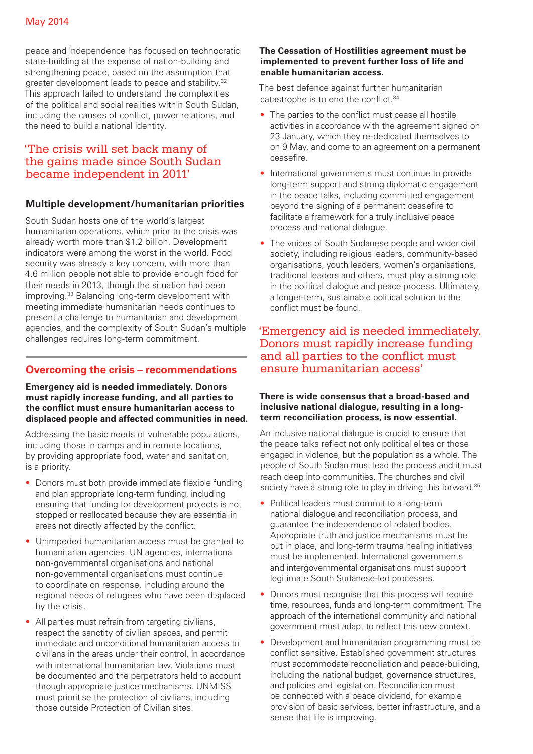peace and independence has focused on technocratic state-building at the expense of nation-building and strengthening peace, based on the assumption that greater development leads to peace and stability.[32] This approach failed to understand the complexities of the political and social realities within South Sudan, including the causes of conflict, power relations, and the need to build a national identity.

> 'The crisis will set back many of the gains made since South Sudan became independent in 2011'

### Multiple development/humanitarian priorities

South Sudan hosts one of the world's largest humanitarian operations, which prior to the crisis was already worth more than $1.2 billion. Development indicators were among the worst in the world. Food security was already a key concern, with more than 4.6 million people not able to provide enough food for their needs in 2013, though the situation had been improving.[33] Balancing long-term development with meeting immediate humanitarian needs continues to present a challenge to humanitarian and development agencies, and the complexity of South Sudan's multiple challenges requires long-term commitment.

## Overcoming the crisis – recommendations

**Emergency aid is needed immediately. Donors must rapidly increase funding, and all parties to the conflict must ensure humanitarian access to displaced people and affected communities in need.**

Addressing the basic needs of vulnerable populations, including those in camps and in remote locations, by providing appropriate food, water and sanitation, is a priority.

- Donors must both provide immediate flexible funding and plan appropriate long-term funding, including ensuring that funding for development projects is not stopped or reallocated because they are essential in areas not directly affected by the conflict.
- Unimpeded humanitarian access must be granted to humanitarian agencies. UN agencies, international non-governmental organisations and national non-governmental organisations must continue to coordinate on response, including around the regional needs of refugees who have been displaced by the crisis.
- All parties must refrain from targeting civilians, respect the sanctity of civilian spaces, and permit immediate and unconditional humanitarian access to civilians in the areas under their control, in accordance with international humanitarian law. Violations must be documented and the perpetrators held to account through appropriate justice mechanisms. UNMISS must prioritise the protection of civilians, including those outside Protection of Civilian sites.

**The Cessation of Hostilities agreement must be implemented to prevent further loss of life and enable humanitarian access.**

The best defence against further humanitarian catastrophe is to end the conflict.[34]

- The parties to the conflict must cease all hostile activities in accordance with the agreement signed on 23 January, which they re-dedicated themselves to on 9 May, and come to an agreement on a permanent ceasefire.
- International governments must continue to provide long-term support and strong diplomatic engagement in the peace talks, including committed engagement beyond the signing of a permanent ceasefire to facilitate a framework for a truly inclusive peace process and national dialogue.
- The voices of South Sudanese people and wider civil society, including religious leaders, community-based organisations, youth leaders, women's organisations, traditional leaders and others, must play a strong role in the political dialogue and peace process. Ultimately, a longer-term, sustainable political solution to the conflict must be found.

> 'Emergency aid is needed immediately. Donors must rapidly increase funding and all parties to the conflict must ensure humanitarian access'

**There is wide consensus that a broad-based and inclusive national dialogue, resulting in a long-term reconciliation process, is now essential.**

An inclusive national dialogue is crucial to ensure that the peace talks reflect not only political elites or those engaged in violence, but the population as a whole. The people of South Sudan must lead the process and it must reach deep into communities. The churches and civil society have a strong role to play in driving this forward.[35]

- Political leaders must commit to a long-term national dialogue and reconciliation process, and guarantee the independence of related bodies. Appropriate truth and justice mechanisms must be put in place, and long-term trauma healing initiatives must be implemented. International governments and intergovernmental organisations must support legitimate South Sudanese-led processes.
- Donors must recognise that this process will require time, resources, funds and long-term commitment. The approach of the international community and national government must adapt to reflect this new context.
- Development and humanitarian programming must be conflict sensitive. Established government structures must accommodate reconciliation and peace-building, including the national budget, governance structures, and policies and legislation. Reconciliation must be connected with a peace dividend, for example provision of basic services, better infrastructure, and a sense that life is improving.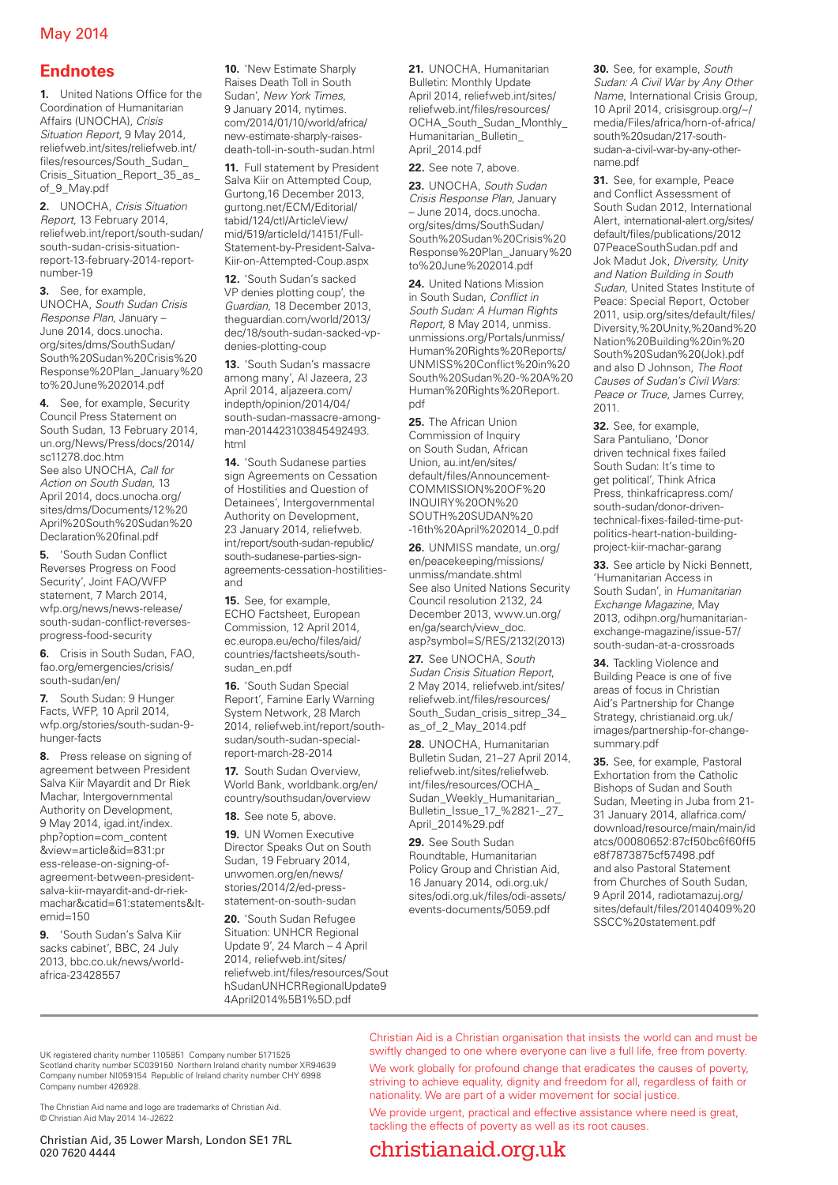## Endnotes

**1.** United Nations Office for the Coordination of Humanitarian Affairs (UNOCHA), *Crisis Situation Report*, 9 May 2014, reliefweb.int/sites/reliefweb.int/files/resources/South_Sudan_Crisis_Situation_Report_35_as_of_9_May.pdf

**2.** UNOCHA, *Crisis Situation Report*, 13 February 2014, reliefweb.int/report/south-sudan/south-sudan-crisis-situation-report-13-february-2014-report-number-19

**3.** See, for example, UNOCHA, *South Sudan Crisis Response Plan*, January – June 2014, docs.unocha.org/sites/dms/SouthSudan/South%20Sudan%20Crisis%20Response%20Plan_January%20to%20June%202014.pdf

**4.** See, for example, Security Council Press Statement on South Sudan, 13 February 2014, un.org/News/Press/docs/2014/sc11278.doc.htm
See also UNOCHA, *Call for Action on South Sudan*, 13 April 2014, docs.unocha.org/sites/dms/Documents/12%20April%20South%20Sudan%20Declaration%20final.pdf

**5.** 'South Sudan Conflict Reverses Progress on Food Security', Joint FAO/WFP statement, 7 March 2014, wfp.org/news/news-release/south-sudan-conflict-reverses-progress-food-security

**6.** Crisis in South Sudan, FAO, fao.org/emergencies/crisis/south-sudan/en/

**7.** South Sudan: 9 Hunger Facts, WFP, 10 April 2014, wfp.org/stories/south-sudan-9-hunger-facts

**8.** Press release on signing of agreement between President Salva Kiir Mayardit and Dr Riek Machar, Intergovernmental Authority on Development, 9 May 2014, igad.int/index.php?option=com_content&view=article&id=831:press-release-on-signing-of-agreement-between-president-salva-kiir-mayardit-and-dr-riek-machar&catid=61:statements&Itemid=150

**9.** 'South Sudan's Salva Kiir sacks cabinet', BBC, 24 July 2013, bbc.co.uk/news/world-africa-23428557

**10.** 'New Estimate Sharply Raises Death Toll in South Sudan', *New York Times*, 9 January 2014, nytimes.com/2014/01/10/world/africa/new-estimate-sharply-raises-death-toll-in-south-sudan.html

**11.** Full statement by President Salva Kiir on Attempted Coup, Gurtong,16 December 2013, gurtong.net/ECM/Editorial/tabid/124/ctl/ArticleView/mid/519/articleId/14151/Full-Statement-by-President-Salva-Kiir-on-Attempted-Coup.aspx

**12.** 'South Sudan's sacked VP denies plotting coup', the *Guardian*, 18 December 2013, theguardian.com/world/2013/dec/18/south-sudan-sacked-vp-denies-plotting-coup

**13.** 'South Sudan's massacre among many', Al Jazeera, 23 April 2014, aljazeera.com/indepth/opinion/2014/04/south-sudan-massacre-among-man-2014423103845492493.html

**14.** 'South Sudanese parties sign Agreements on Cessation of Hostilities and Question of Detainees', Intergovernmental Authority on Development, 23 January 2014, reliefweb.int/report/south-sudan-republic/south-sudanese-parties-sign-agreements-cessation-hostilities-and

**15.** See, for example, ECHO Factsheet, European Commission, 12 April 2014, ec.europa.eu/echo/files/aid/countries/factsheets/south-sudan_en.pdf

**16.** 'South Sudan Special Report', Famine Early Warning System Network, 28 March 2014, reliefweb.int/report/south-sudan/south-sudan-special-report-march-28-2014

**17.** South Sudan Overview, World Bank, worldbank.org/en/country/southsudan/overview

**18.** See note 5, above.

**19.** UN Women Executive Director Speaks Out on South Sudan, 19 February 2014, unwomen.org/en/news/stories/2014/2/ed-press-statement-on-south-sudan

**20.** 'South Sudan Refugee Situation: UNHCR Regional Update 9', 24 March – 4 April 2014, reliefweb.int/sites/reliefweb.int/files/resources/SouthSudanUNHCRRegionalUpdate94April2014%5B1%5D.pdf

**21.** UNOCHA, Humanitarian Bulletin: Monthly Update April 2014, reliefweb.int/sites/reliefweb.int/files/resources/OCHA_South_Sudan_Monthly_Humanitarian_Bulletin_April_2014.pdf

**22.** See note 7, above.

**23.** UNOCHA, *South Sudan Crisis Response Plan*, January – June 2014, docs.unocha.org/sites/dms/SouthSudan/South%20Sudan%20Crisis%20Response%20Plan_January%20to%20June%202014.pdf

**24.** United Nations Mission in South Sudan, *Conflict in South Sudan: A Human Rights Report*, 8 May 2014, unmiss.unmissions.org/Portals/unmiss/Human%20Rights%20Reports/UNMISS%20Conflict%20in%20South%20Sudan%20-%20A%20Human%20Rights%20Report.pdf

**25.** The African Union Commission of Inquiry on South Sudan, African Union, au.int/en/sites/default/files/Announcement-COMMISSION%20OF%20INQUIRY%20ON%20SOUTH%20SUDAN%20-16th%20April%202014_0.pdf

**26.** UNMISS mandate, un.org/en/peacekeeping/missions/unmiss/mandate.shtml
See also United Nations Security Council resolution 2132, 24 December 2013, www.un.org/en/ga/search/view_doc.asp?symbol=S/RES/2132(2013)

**27.** See UNOCHA, *South Sudan Crisis Situation Report*, 2 May 2014, reliefweb.int/sites/reliefweb.int/files/resources/South_Sudan_crisis_sitrep_34_as_of_2_May_2014.pdf

**28.** UNOCHA, Humanitarian Bulletin Sudan, 21–27 April 2014, reliefweb.int/sites/reliefweb.int/files/resources/OCHA_Sudan_Weekly_Humanitarian_Bulletin_Issue_17_%2821-_27_April_2014%29.pdf

**29.** See South Sudan Roundtable, Humanitarian Policy Group and Christian Aid, 16 January 2014, odi.org.uk/sites/odi.org.uk/files/odi-assets/events-documents/5059.pdf

**30.** See, for example, *South Sudan: A Civil War by Any Other Name*, International Crisis Group, 10 April 2014, crisisgroup.org/~/media/Files/africa/horn-of-africa/south%20sudan/217-south-sudan-a-civil-war-by-any-other-name.pdf

**31.** See, for example, Peace and Conflict Assessment of South Sudan 2012, International Alert, international-alert.org/sites/default/files/publications/201207PeaceSouthSudan.pdf and Jok Madut Jok, *Diversity, Unity and Nation Building in South Sudan*, United States Institute of Peace: Special Report, October 2011, usip.org/sites/default/files/Diversity,%20Unity,%20and%20Nation%20Building%20in%20South%20Sudan%20(Jok).pdf and also D Johnson, *The Root Causes of Sudan's Civil Wars: Peace or Truce*, James Currey, 2011.

**32.** See, for example, Sara Pantuliano, 'Donor driven technical fixes failed South Sudan: It's time to get political', Think Africa Press, thinkafricapress.com/south-sudan/donor-driven-technical-fixes-failed-time-put-politics-heart-nation-building-project-kiir-machar-garang

**33.** See article by Nicki Bennett, 'Humanitarian Access in South Sudan', in *Humanitarian Exchange Magazine*, May 2013, odihpn.org/humanitarian-exchange-magazine/issue-57/south-sudan-at-a-crossroads

**34.** Tackling Violence and Building Peace is one of five areas of focus in Christian Aid's Partnership for Change Strategy, christianaid.org.uk/images/partnership-for-change-summary.pdf

**35.** See, for example, Pastoral Exhortation from the Catholic Bishops of Sudan and South Sudan, Meeting in Juba from 21-31 January 2014, allafrica.com/download/resource/main/main/idatcs/00080652:87cf50bc6f60ff5e8f7873875cf57498.pdf
and also Pastoral Statement from Churches of South Sudan, 9 April 2014, radiotamazuj.org/sites/default/files/20140409%20SSCC%20statement.pdf

---

UK registered charity number 1105851 Company number 5171525
Scotland charity number SC039150 Northern Ireland charity number XR94639
Company number NI059154 Republic of Ireland charity number CHY 6998
Company number 426928.

The Christian Aid name and logo are trademarks of Christian Aid.
© Christian Aid May 2014 14-J2622

Christian Aid, 35 Lower Marsh, London SE1 7RL
020 7620 4444

Christian Aid is a Christian organisation that insists the world can and must be swiftly changed to one where everyone can live a full life, free from poverty.

We work globally for profound change that eradicates the causes of poverty, striving to achieve equality, dignity and freedom for all, regardless of faith or nationality. We are part of a wider movement for social justice.

We provide urgent, practical and effective assistance where need is great, tackling the effects of poverty as well as its root causes.

christianaid.org.uk